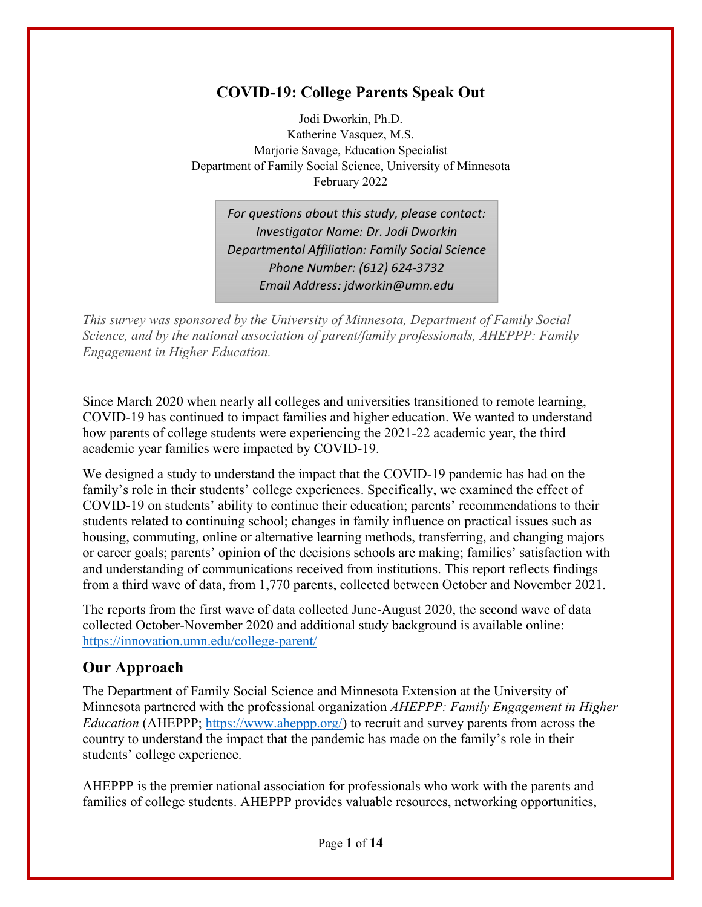# COVID-19: College Parents Speak Out

Jodi Dworkin, Ph.D.
Katherine Vasquez, M.S.
Marjorie Savage, Education Specialist
Department of Family Social Science, University of Minnesota
February 2022

> *For questions about this study, please contact:*
> *Investigator Name: Dr. Jodi Dworkin*
> *Departmental Affiliation: Family Social Science*
> *Phone Number: (612) 624-3732*
> *Email Address: jdworkin@umn.edu*

*This survey was sponsored by the University of Minnesota, Department of Family Social Science, and by the national association of parent/family professionals, AHEPPP: Family Engagement in Higher Education.*

Since March 2020 when nearly all colleges and universities transitioned to remote learning, COVID-19 has continued to impact families and higher education. We wanted to understand how parents of college students were experiencing the 2021-22 academic year, the third academic year families were impacted by COVID-19.

We designed a study to understand the impact that the COVID-19 pandemic has had on the family's role in their students' college experiences. Specifically, we examined the effect of COVID-19 on students' ability to continue their education; parents' recommendations to their students related to continuing school; changes in family influence on practical issues such as housing, commuting, online or alternative learning methods, transferring, and changing majors or career goals; parents' opinion of the decisions schools are making; families' satisfaction with and understanding of communications received from institutions. This report reflects findings from a third wave of data, from 1,770 parents, collected between October and November 2021.

The reports from the first wave of data collected June-August 2020, the second wave of data collected October-November 2020 and additional study background is available online: [https://innovation.umn.edu/college-parent/](https://innovation.umn.edu/college-parent/)

## Our Approach

The Department of Family Social Science and Minnesota Extension at the University of Minnesota partnered with the professional organization *AHEPPP: Family Engagement in Higher Education* (AHEPPP; [https://www.aheppp.org/](https://www.aheppp.org/)) to recruit and survey parents from across the country to understand the impact that the pandemic has made on the family's role in their students' college experience.

AHEPPP is the premier national association for professionals who work with the parents and families of college students. AHEPPP provides valuable resources, networking opportunities,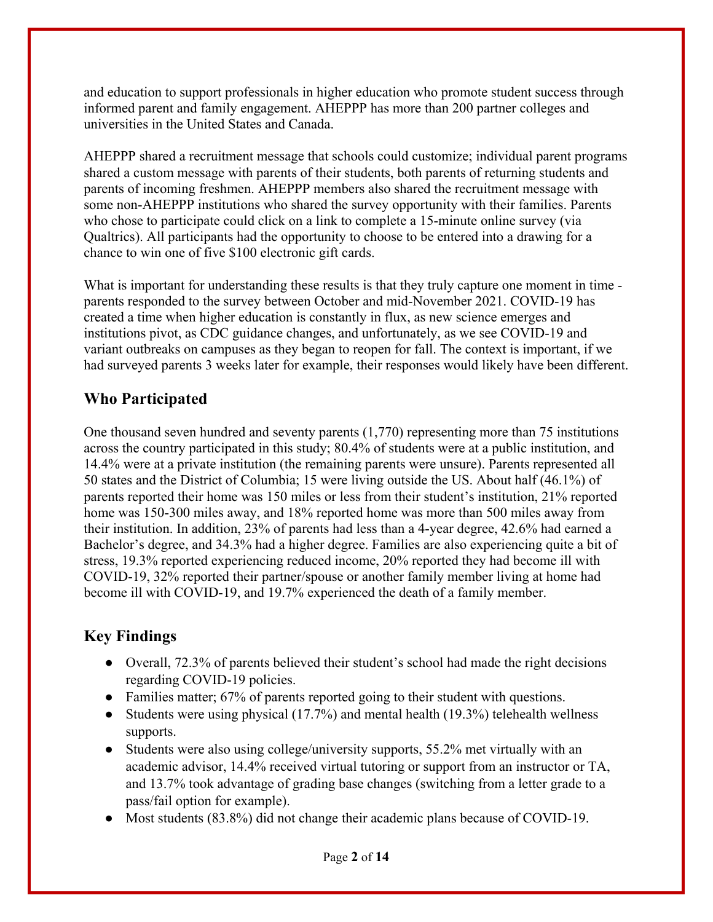and education to support professionals in higher education who promote student success through informed parent and family engagement. AHEPPP has more than 200 partner colleges and universities in the United States and Canada.

AHEPPP shared a recruitment message that schools could customize; individual parent programs shared a custom message with parents of their students, both parents of returning students and parents of incoming freshmen. AHEPPP members also shared the recruitment message with some non-AHEPPP institutions who shared the survey opportunity with their families. Parents who chose to participate could click on a link to complete a 15-minute online survey (via Qualtrics). All participants had the opportunity to choose to be entered into a drawing for a chance to win one of five $100 electronic gift cards.

What is important for understanding these results is that they truly capture one moment in time - parents responded to the survey between October and mid-November 2021. COVID-19 has created a time when higher education is constantly in flux, as new science emerges and institutions pivot, as CDC guidance changes, and unfortunately, as we see COVID-19 and variant outbreaks on campuses as they began to reopen for fall. The context is important, if we had surveyed parents 3 weeks later for example, their responses would likely have been different.

## Who Participated

One thousand seven hundred and seventy parents (1,770) representing more than 75 institutions across the country participated in this study; 80.4% of students were at a public institution, and 14.4% were at a private institution (the remaining parents were unsure). Parents represented all 50 states and the District of Columbia; 15 were living outside the US. About half (46.1%) of parents reported their home was 150 miles or less from their student's institution, 21% reported home was 150-300 miles away, and 18% reported home was more than 500 miles away from their institution. In addition, 23% of parents had less than a 4-year degree, 42.6% had earned a Bachelor's degree, and 34.3% had a higher degree. Families are also experiencing quite a bit of stress, 19.3% reported experiencing reduced income, 20% reported they had become ill with COVID-19, 32% reported their partner/spouse or another family member living at home had become ill with COVID-19, and 19.7% experienced the death of a family member.

## Key Findings

- Overall, 72.3% of parents believed their student's school had made the right decisions regarding COVID-19 policies.
- Families matter; 67% of parents reported going to their student with questions.
- Students were using physical (17.7%) and mental health (19.3%) telehealth wellness supports.
- Students were also using college/university supports, 55.2% met virtually with an academic advisor, 14.4% received virtual tutoring or support from an instructor or TA, and 13.7% took advantage of grading base changes (switching from a letter grade to a pass/fail option for example).
- Most students (83.8%) did not change their academic plans because of COVID-19.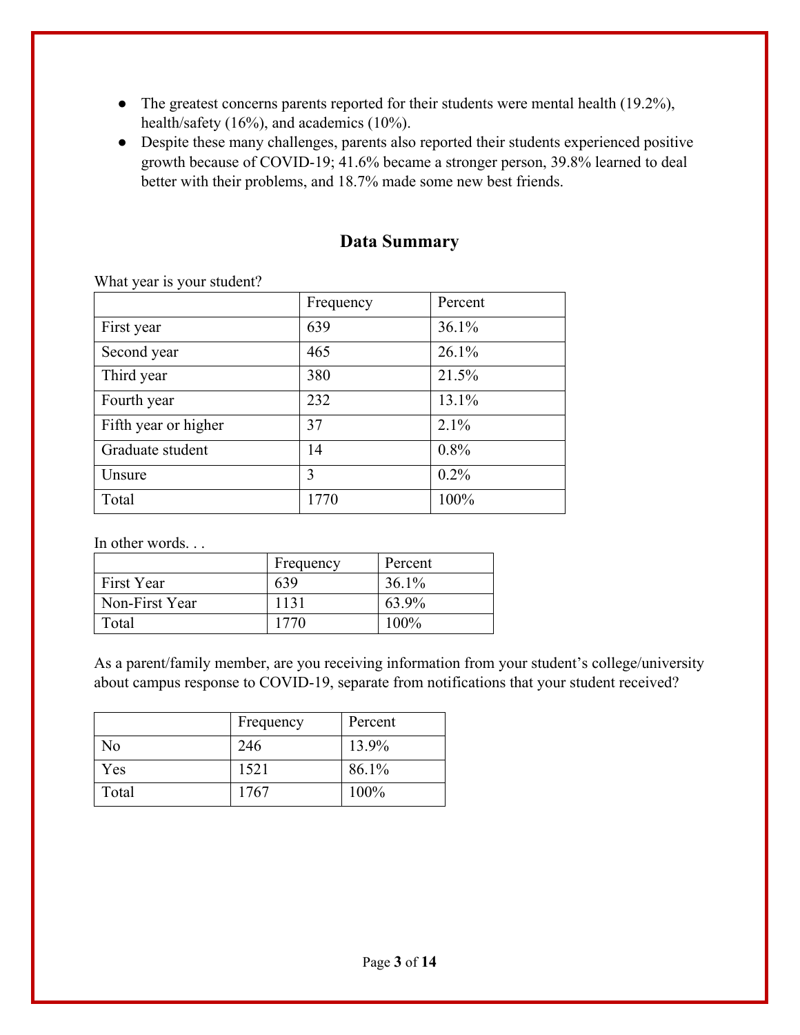- The greatest concerns parents reported for their students were mental health (19.2%), health/safety (16%), and academics (10%).
- Despite these many challenges, parents also reported their students experienced positive growth because of COVID-19; 41.6% became a stronger person, 39.8% learned to deal better with their problems, and 18.7% made some new best friends.

## Data Summary

What year is your student?

| | Frequency | Percent |
|---|---|---|
| First year | 639 | 36.1% |
| Second year | 465 | 26.1% |
| Third year | 380 | 21.5% |
| Fourth year | 232 | 13.1% |
| Fifth year or higher | 37 | 2.1% |
| Graduate student | 14 | 0.8% |
| Unsure | 3 | 0.2% |
| Total | 1770 | 100% |

In other words. . .

| | Frequency | Percent |
|---|---|---|
| First Year | 639 | 36.1% |
| Non-First Year | 1131 | 63.9% |
| Total | 1770 | 100% |

As a parent/family member, are you receiving information from your student's college/university about campus response to COVID-19, separate from notifications that your student received?

| | Frequency | Percent |
|---|---|---|
| No | 246 | 13.9% |
| Yes | 1521 | 86.1% |
| Total | 1767 | 100% |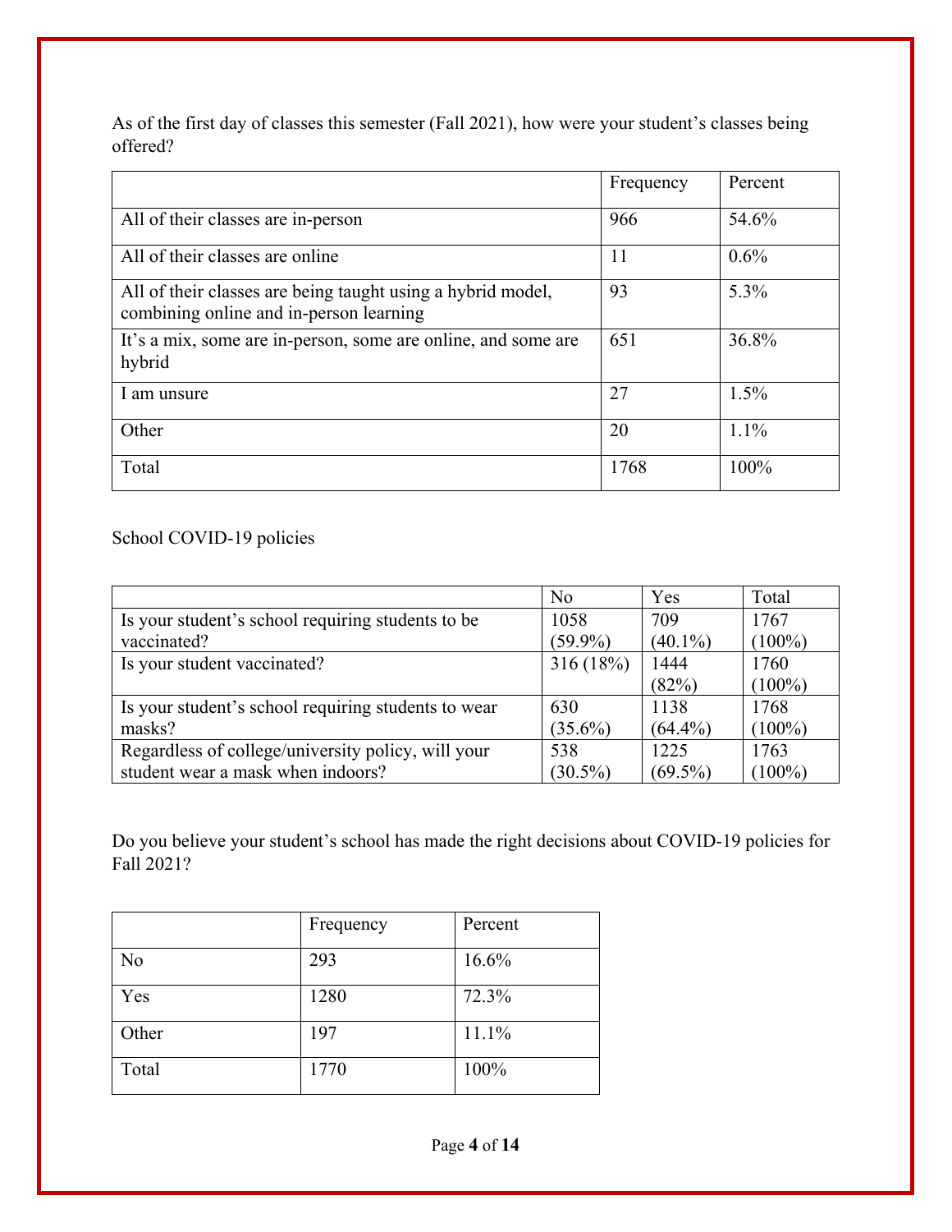As of the first day of classes this semester (Fall 2021), how were your student's classes being offered?

| | Frequency | Percent |
| --- | --- | --- |
| All of their classes are in-person | 966 | 54.6% |
| All of their classes are online | 11 | 0.6% |
| All of their classes are being taught using a hybrid model, combining online and in-person learning | 93 | 5.3% |
| It's a mix, some are in-person, some are online, and some are hybrid | 651 | 36.8% |
| I am unsure | 27 | 1.5% |
| Other | 20 | 1.1% |
| Total | 1768 | 100% |

School COVID-19 policies

| | No | Yes | Total |
| --- | --- | --- | --- |
| Is your student's school requiring students to be vaccinated? | 1058 (59.9%) | 709 (40.1%) | 1767 (100%) |
| Is your student vaccinated? | 316 (18%) | 1444 (82%) | 1760 (100%) |
| Is your student's school requiring students to wear masks? | 630 (35.6%) | 1138 (64.4%) | 1768 (100%) |
| Regardless of college/university policy, will your student wear a mask when indoors? | 538 (30.5%) | 1225 (69.5%) | 1763 (100%) |

Do you believe your student's school has made the right decisions about COVID-19 policies for Fall 2021?

| | Frequency | Percent |
| --- | --- | --- |
| No | 293 | 16.6% |
| Yes | 1280 | 72.3% |
| Other | 197 | 11.1% |
| Total | 1770 | 100% |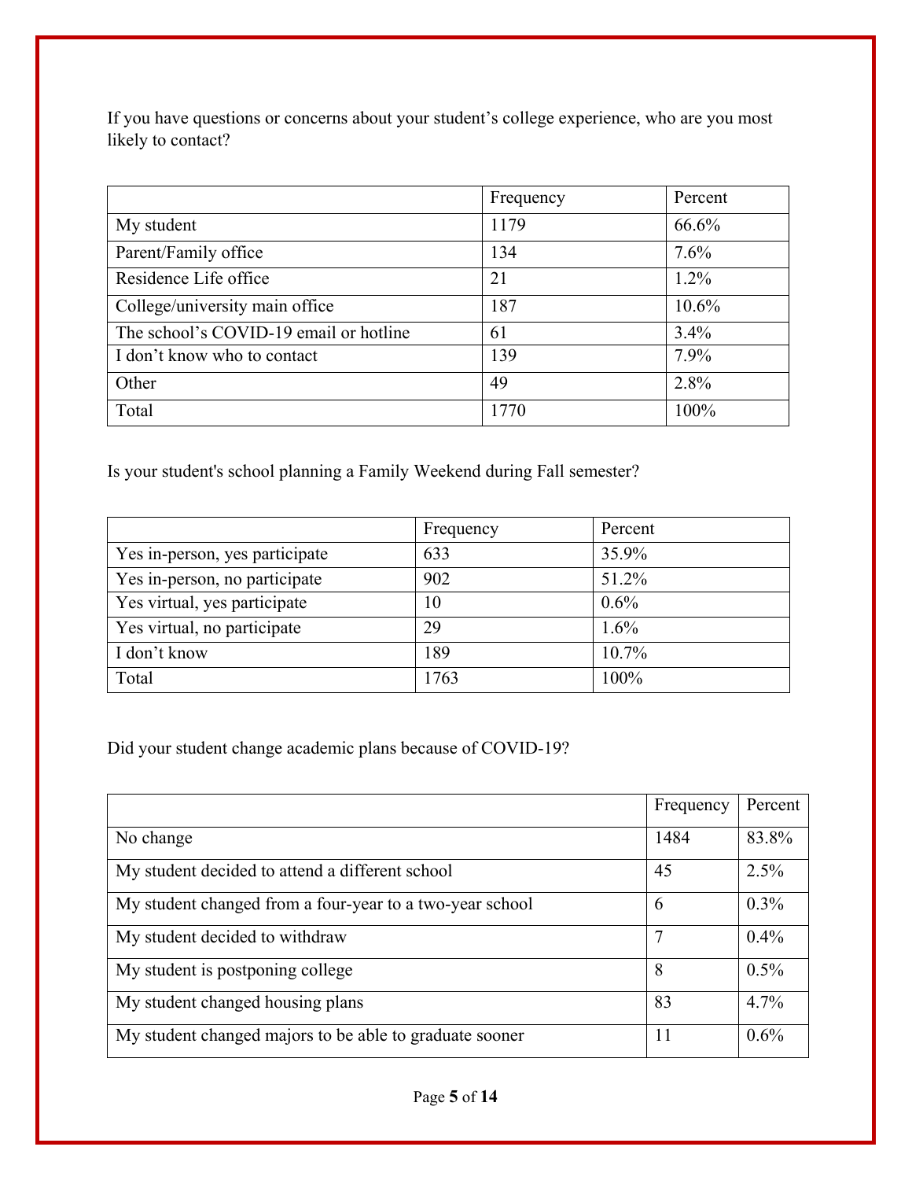If you have questions or concerns about your student's college experience, who are you most likely to contact?

| | Frequency | Percent |
|---|---|---|
| My student | 1179 | 66.6% |
| Parent/Family office | 134 | 7.6% |
| Residence Life office | 21 | 1.2% |
| College/university main office | 187 | 10.6% |
| The school's COVID-19 email or hotline | 61 | 3.4% |
| I don't know who to contact | 139 | 7.9% |
| Other | 49 | 2.8% |
| Total | 1770 | 100% |

Is your student's school planning a Family Weekend during Fall semester?

| | Frequency | Percent |
|---|---|---|
| Yes in-person, yes participate | 633 | 35.9% |
| Yes in-person, no participate | 902 | 51.2% |
| Yes virtual, yes participate | 10 | 0.6% |
| Yes virtual, no participate | 29 | 1.6% |
| I don't know | 189 | 10.7% |
| Total | 1763 | 100% |

Did your student change academic plans because of COVID-19?

| | Frequency | Percent |
|---|---|---|
| No change | 1484 | 83.8% |
| My student decided to attend a different school | 45 | 2.5% |
| My student changed from a four-year to a two-year school | 6 | 0.3% |
| My student decided to withdraw | 7 | 0.4% |
| My student is postponing college | 8 | 0.5% |
| My student changed housing plans | 83 | 4.7% |
| My student changed majors to be able to graduate sooner | 11 | 0.6% |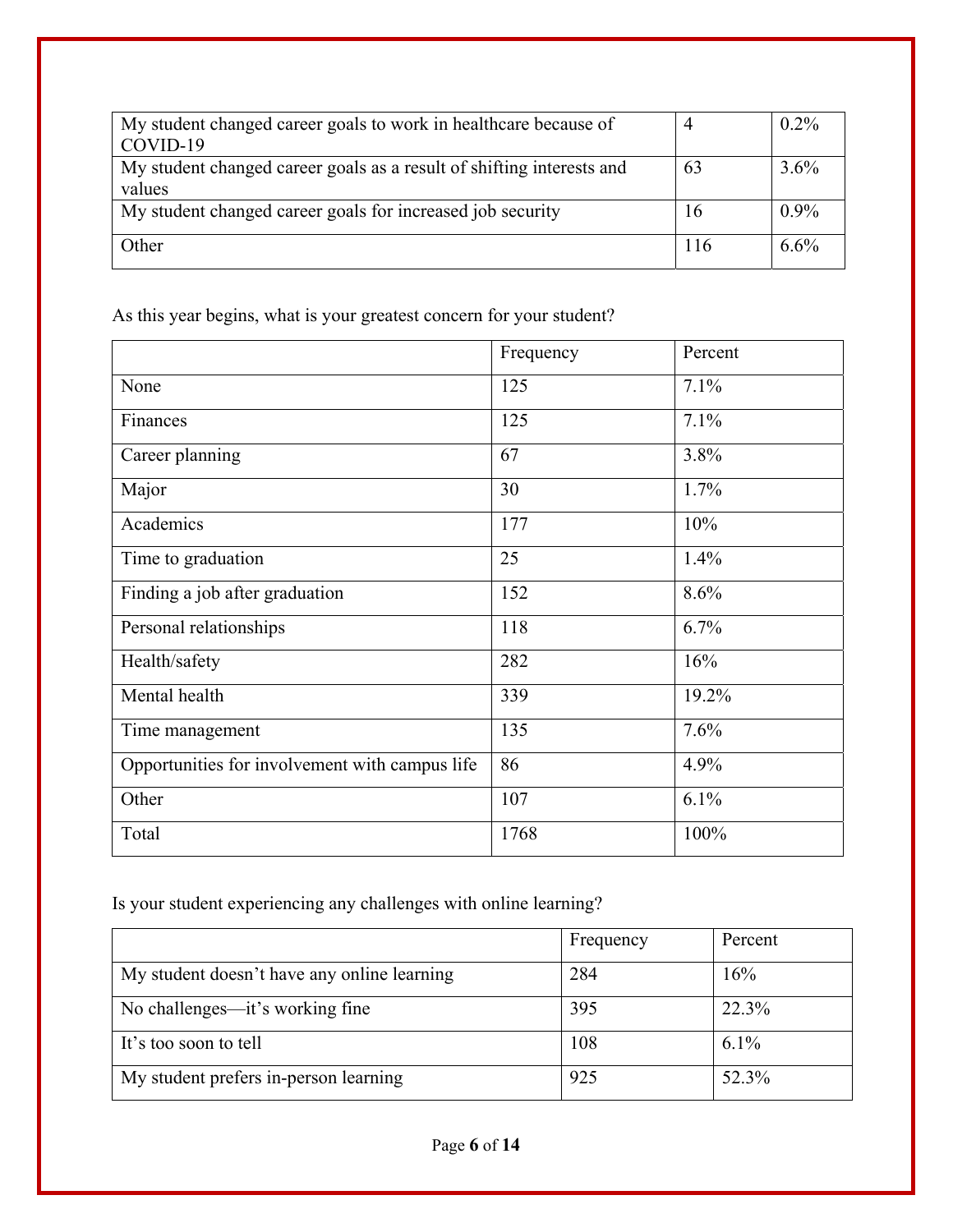| | | |
|---|---|---|
| My student changed career goals to work in healthcare because of COVID-19 | 4 | 0.2% |
| My student changed career goals as a result of shifting interests and values | 63 | 3.6% |
| My student changed career goals for increased job security | 16 | 0.9% |
| Other | 116 | 6.6% |

As this year begins, what is your greatest concern for your student?

| | Frequency | Percent |
|---|---|---|
| None | 125 | 7.1% |
| Finances | 125 | 7.1% |
| Career planning | 67 | 3.8% |
| Major | 30 | 1.7% |
| Academics | 177 | 10% |
| Time to graduation | 25 | 1.4% |
| Finding a job after graduation | 152 | 8.6% |
| Personal relationships | 118 | 6.7% |
| Health/safety | 282 | 16% |
| Mental health | 339 | 19.2% |
| Time management | 135 | 7.6% |
| Opportunities for involvement with campus life | 86 | 4.9% |
| Other | 107 | 6.1% |
| Total | 1768 | 100% |

Is your student experiencing any challenges with online learning?

| | Frequency | Percent |
|---|---|---|
| My student doesn’t have any online learning | 284 | 16% |
| No challenges—it’s working fine | 395 | 22.3% |
| It’s too soon to tell | 108 | 6.1% |
| My student prefers in-person learning | 925 | 52.3% |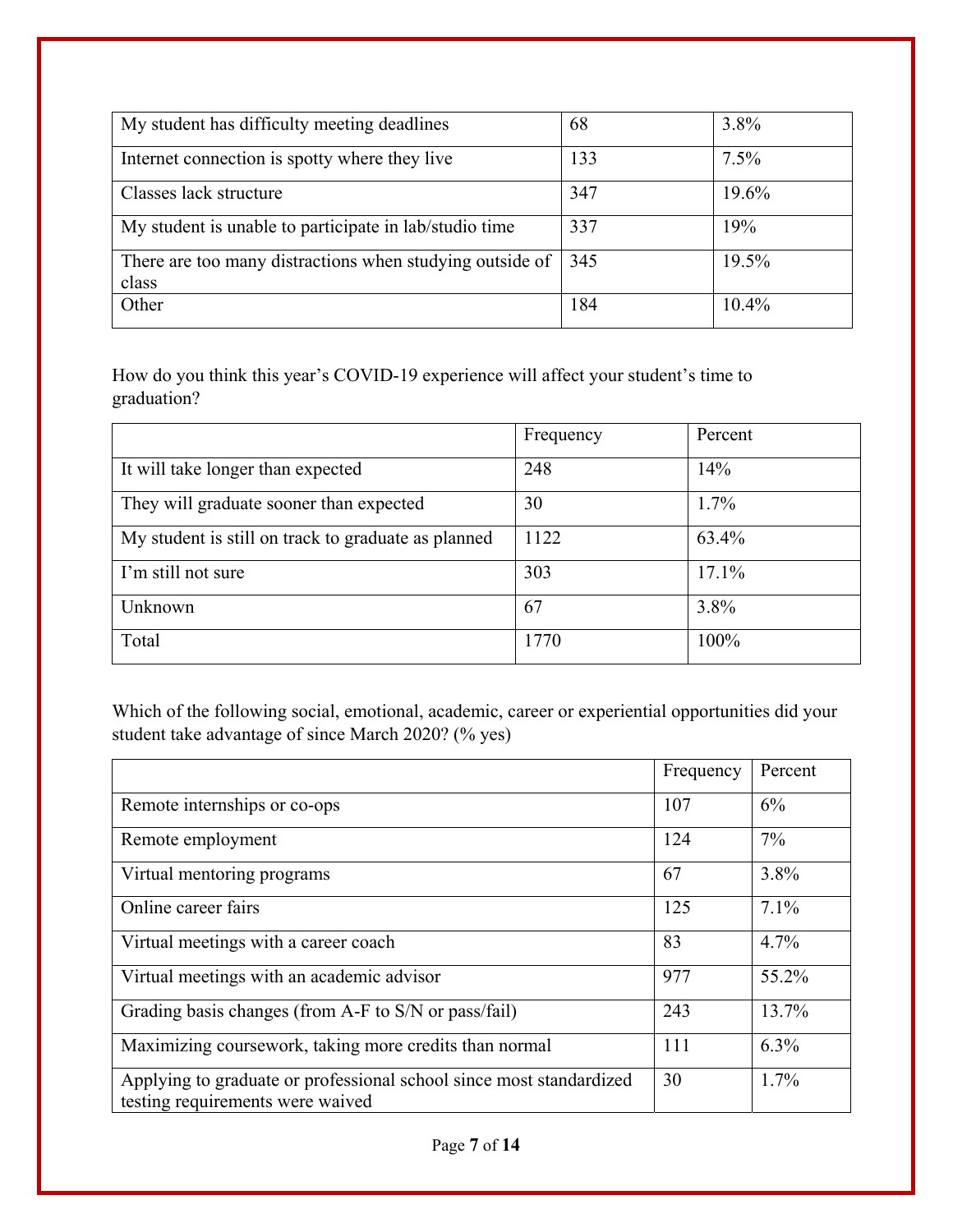| My student has difficulty meeting deadlines | 68 | 3.8% |
|---|---|---|
| Internet connection is spotty where they live | 133 | 7.5% |
| Classes lack structure | 347 | 19.6% |
| My student is unable to participate in lab/studio time | 337 | 19% |
| There are too many distractions when studying outside of class | 345 | 19.5% |
| Other | 184 | 10.4% |

How do you think this year's COVID-19 experience will affect your student's time to graduation?

| | Frequency | Percent |
|---|---|---|
| It will take longer than expected | 248 | 14% |
| They will graduate sooner than expected | 30 | 1.7% |
| My student is still on track to graduate as planned | 1122 | 63.4% |
| I'm still not sure | 303 | 17.1% |
| Unknown | 67 | 3.8% |
| Total | 1770 | 100% |

Which of the following social, emotional, academic, career or experiential opportunities did your student take advantage of since March 2020? (% yes)

| | Frequency | Percent |
|---|---|---|
| Remote internships or co-ops | 107 | 6% |
| Remote employment | 124 | 7% |
| Virtual mentoring programs | 67 | 3.8% |
| Online career fairs | 125 | 7.1% |
| Virtual meetings with a career coach | 83 | 4.7% |
| Virtual meetings with an academic advisor | 977 | 55.2% |
| Grading basis changes (from A-F to S/N or pass/fail) | 243 | 13.7% |
| Maximizing coursework, taking more credits than normal | 111 | 6.3% |
| Applying to graduate or professional school since most standardized testing requirements were waived | 30 | 1.7% |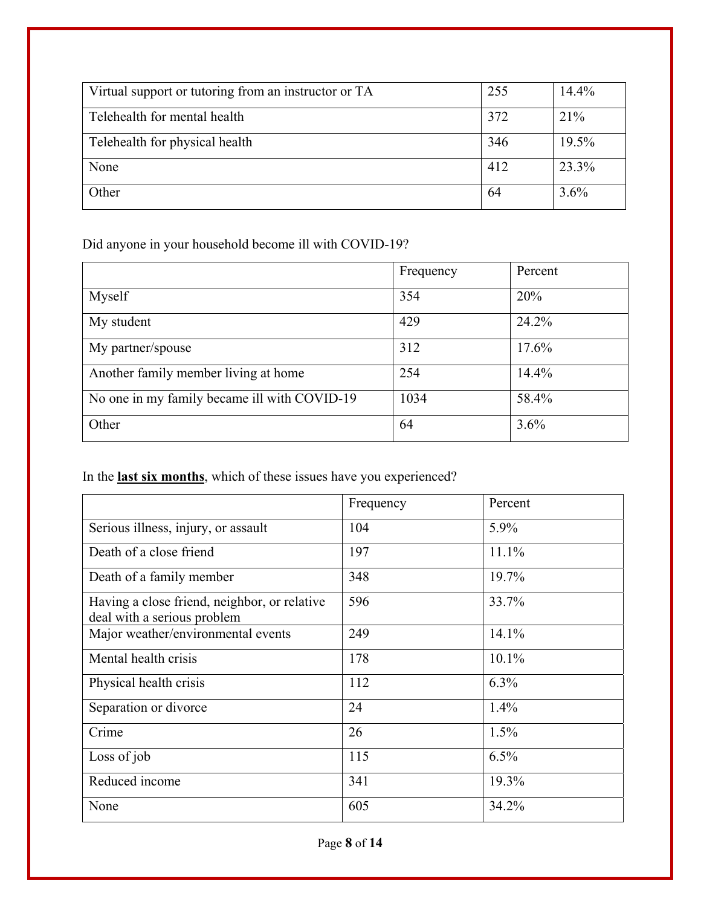| | | |
|---|---|---|
| Virtual support or tutoring from an instructor or TA | 255 | 14.4% |
| Telehealth for mental health | 372 | 21% |
| Telehealth for physical health | 346 | 19.5% |
| None | 412 | 23.3% |
| Other | 64 | 3.6% |

Did anyone in your household become ill with COVID-19?

| | Frequency | Percent |
|---|---|---|
| Myself | 354 | 20% |
| My student | 429 | 24.2% |
| My partner/spouse | 312 | 17.6% |
| Another family member living at home | 254 | 14.4% |
| No one in my family became ill with COVID-19 | 1034 | 58.4% |
| Other | 64 | 3.6% |

In the **last six months**, which of these issues have you experienced?

| | Frequency | Percent |
|---|---|---|
| Serious illness, injury, or assault | 104 | 5.9% |
| Death of a close friend | 197 | 11.1% |
| Death of a family member | 348 | 19.7% |
| Having a close friend, neighbor, or relative deal with a serious problem | 596 | 33.7% |
| Major weather/environmental events | 249 | 14.1% |
| Mental health crisis | 178 | 10.1% |
| Physical health crisis | 112 | 6.3% |
| Separation or divorce | 24 | 1.4% |
| Crime | 26 | 1.5% |
| Loss of job | 115 | 6.5% |
| Reduced income | 341 | 19.3% |
| None | 605 | 34.2% |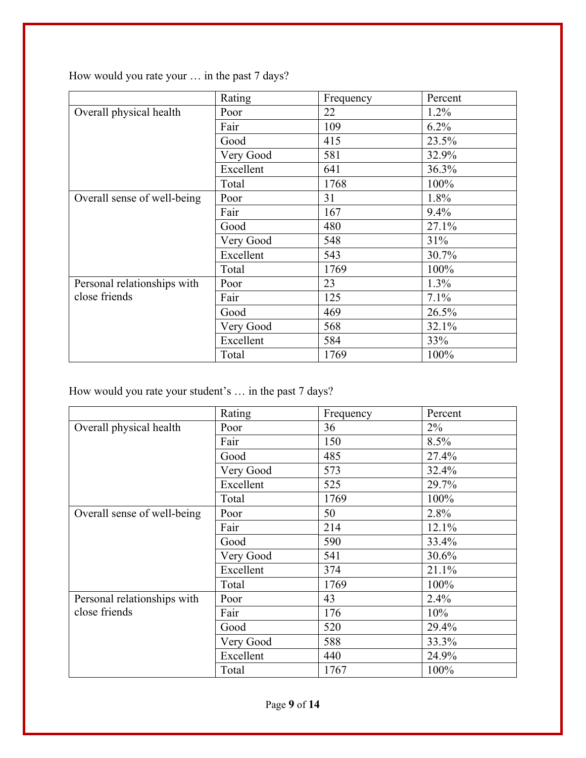How would you rate your … in the past 7 days?

| | Rating | Frequency | Percent |
|---|---|---|---|
| Overall physical health | Poor | 22 | 1.2% |
| | Fair | 109 | 6.2% |
| | Good | 415 | 23.5% |
| | Very Good | 581 | 32.9% |
| | Excellent | 641 | 36.3% |
| | Total | 1768 | 100% |
| Overall sense of well-being | Poor | 31 | 1.8% |
| | Fair | 167 | 9.4% |
| | Good | 480 | 27.1% |
| | Very Good | 548 | 31% |
| | Excellent | 543 | 30.7% |
| | Total | 1769 | 100% |
| Personal relationships with close friends | Poor | 23 | 1.3% |
| | Fair | 125 | 7.1% |
| | Good | 469 | 26.5% |
| | Very Good | 568 | 32.1% |
| | Excellent | 584 | 33% |
| | Total | 1769 | 100% |

How would you rate your student's … in the past 7 days?

| | Rating | Frequency | Percent |
|---|---|---|---|
| Overall physical health | Poor | 36 | 2% |
| | Fair | 150 | 8.5% |
| | Good | 485 | 27.4% |
| | Very Good | 573 | 32.4% |
| | Excellent | 525 | 29.7% |
| | Total | 1769 | 100% |
| Overall sense of well-being | Poor | 50 | 2.8% |
| | Fair | 214 | 12.1% |
| | Good | 590 | 33.4% |
| | Very Good | 541 | 30.6% |
| | Excellent | 374 | 21.1% |
| | Total | 1769 | 100% |
| Personal relationships with close friends | Poor | 43 | 2.4% |
| | Fair | 176 | 10% |
| | Good | 520 | 29.4% |
| | Very Good | 588 | 33.3% |
| | Excellent | 440 | 24.9% |
| | Total | 1767 | 100% |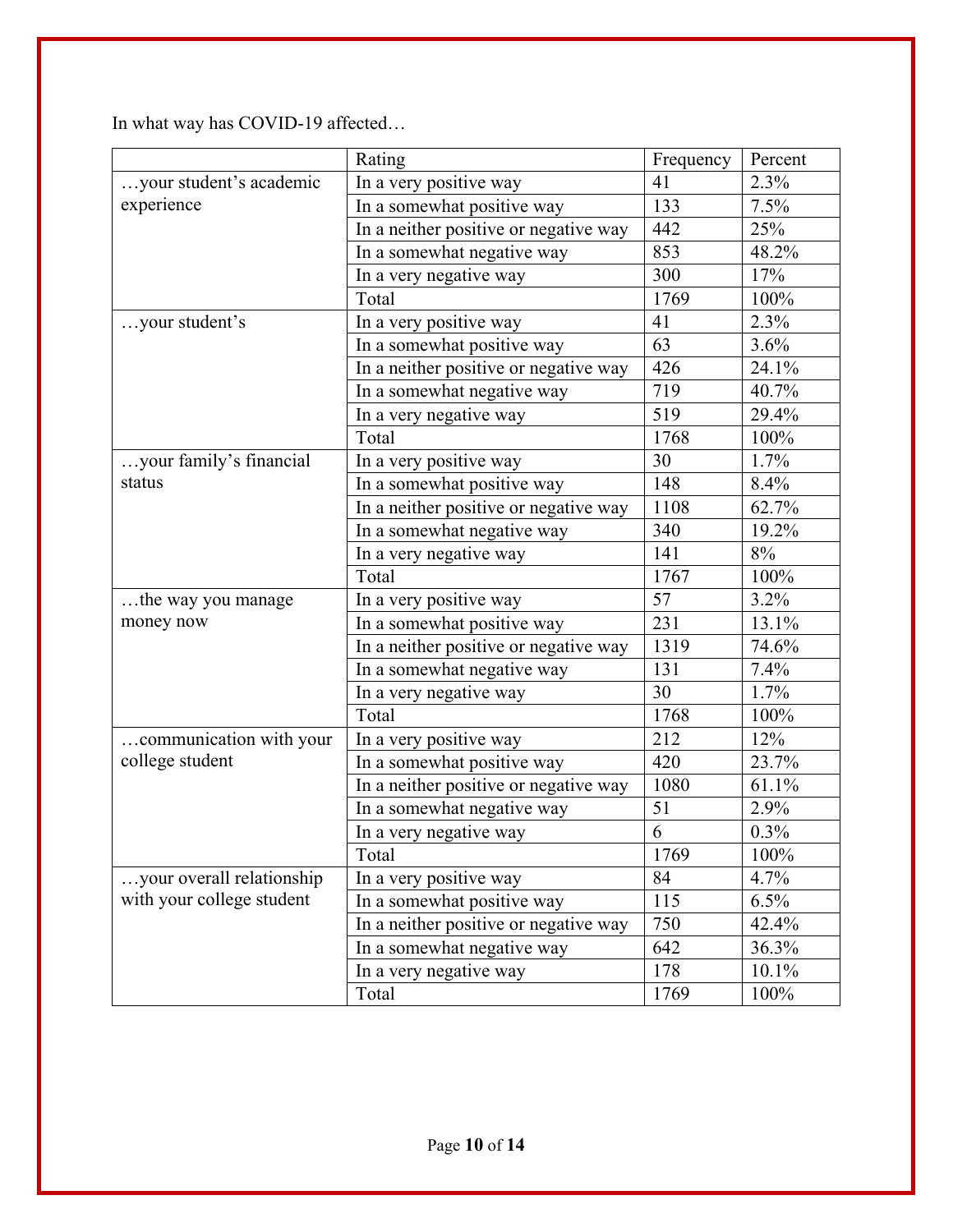In what way has COVID-19 affected…

| | Rating | Frequency | Percent |
|---|---|---|---|
| …your student's academic experience | In a very positive way | 41 | 2.3% |
| | In a somewhat positive way | 133 | 7.5% |
| | In a neither positive or negative way | 442 | 25% |
| | In a somewhat negative way | 853 | 48.2% |
| | In a very negative way | 300 | 17% |
| | Total | 1769 | 100% |
| …your student's | In a very positive way | 41 | 2.3% |
| | In a somewhat positive way | 63 | 3.6% |
| | In a neither positive or negative way | 426 | 24.1% |
| | In a somewhat negative way | 719 | 40.7% |
| | In a very negative way | 519 | 29.4% |
| | Total | 1768 | 100% |
| …your family's financial status | In a very positive way | 30 | 1.7% |
| | In a somewhat positive way | 148 | 8.4% |
| | In a neither positive or negative way | 1108 | 62.7% |
| | In a somewhat negative way | 340 | 19.2% |
| | In a very negative way | 141 | 8% |
| | Total | 1767 | 100% |
| …the way you manage money now | In a very positive way | 57 | 3.2% |
| | In a somewhat positive way | 231 | 13.1% |
| | In a neither positive or negative way | 1319 | 74.6% |
| | In a somewhat negative way | 131 | 7.4% |
| | In a very negative way | 30 | 1.7% |
| | Total | 1768 | 100% |
| …communication with your college student | In a very positive way | 212 | 12% |
| | In a somewhat positive way | 420 | 23.7% |
| | In a neither positive or negative way | 1080 | 61.1% |
| | In a somewhat negative way | 51 | 2.9% |
| | In a very negative way | 6 | 0.3% |
| | Total | 1769 | 100% |
| …your overall relationship with your college student | In a very positive way | 84 | 4.7% |
| | In a somewhat positive way | 115 | 6.5% |
| | In a neither positive or negative way | 750 | 42.4% |
| | In a somewhat negative way | 642 | 36.3% |
| | In a very negative way | 178 | 10.1% |
| | Total | 1769 | 100% |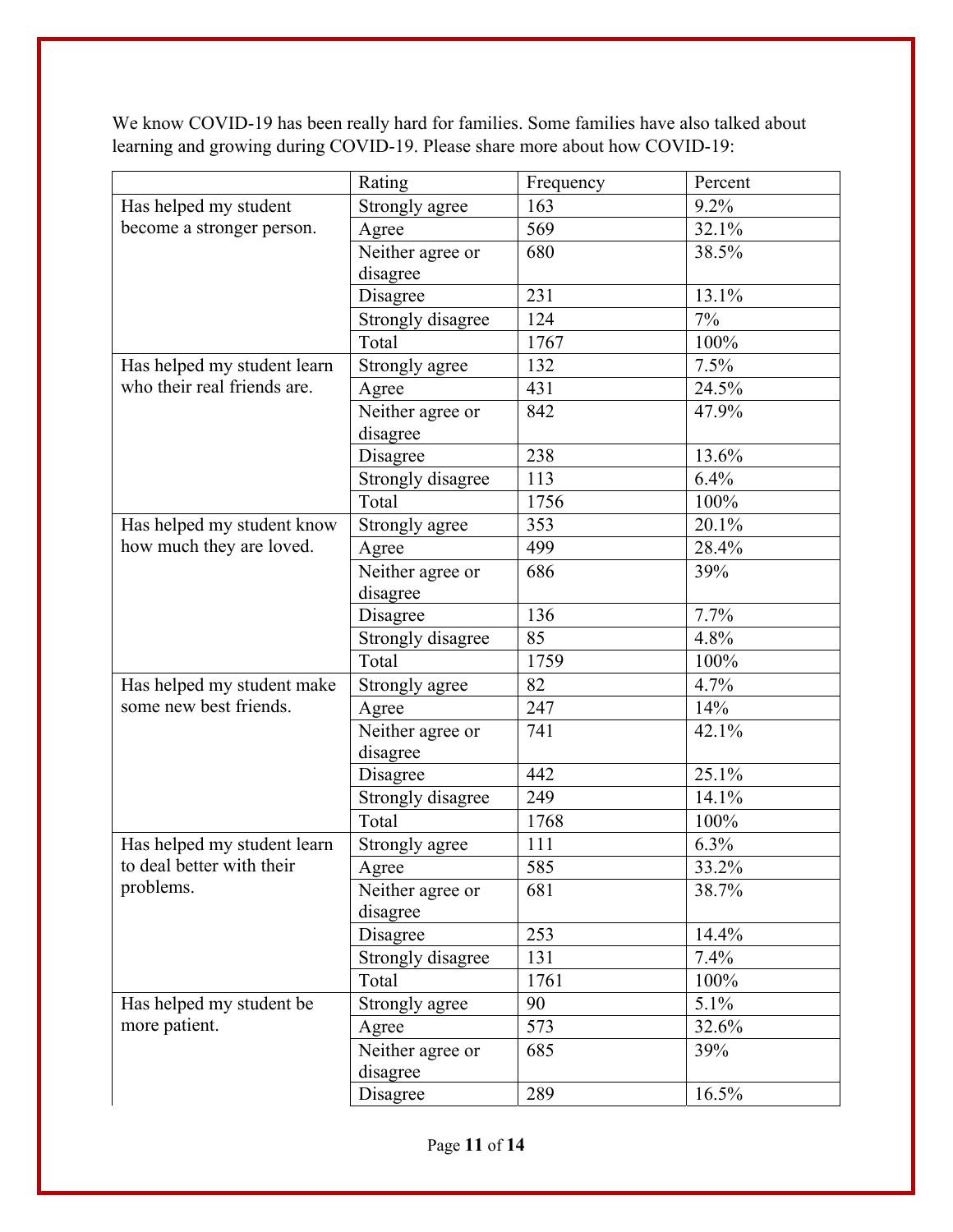We know COVID-19 has been really hard for families. Some families have also talked about learning and growing during COVID-19. Please share more about how COVID-19:

| | Rating | Frequency | Percent |
|---|---|---|---|
| Has helped my student become a stronger person. | Strongly agree | 163 | 9.2% |
| | Agree | 569 | 32.1% |
| | Neither agree or disagree | 680 | 38.5% |
| | Disagree | 231 | 13.1% |
| | Strongly disagree | 124 | 7% |
| | Total | 1767 | 100% |
| Has helped my student learn who their real friends are. | Strongly agree | 132 | 7.5% |
| | Agree | 431 | 24.5% |
| | Neither agree or disagree | 842 | 47.9% |
| | Disagree | 238 | 13.6% |
| | Strongly disagree | 113 | 6.4% |
| | Total | 1756 | 100% |
| Has helped my student know how much they are loved. | Strongly agree | 353 | 20.1% |
| | Agree | 499 | 28.4% |
| | Neither agree or disagree | 686 | 39% |
| | Disagree | 136 | 7.7% |
| | Strongly disagree | 85 | 4.8% |
| | Total | 1759 | 100% |
| Has helped my student make some new best friends. | Strongly agree | 82 | 4.7% |
| | Agree | 247 | 14% |
| | Neither agree or disagree | 741 | 42.1% |
| | Disagree | 442 | 25.1% |
| | Strongly disagree | 249 | 14.1% |
| | Total | 1768 | 100% |
| Has helped my student learn to deal better with their problems. | Strongly agree | 111 | 6.3% |
| | Agree | 585 | 33.2% |
| | Neither agree or disagree | 681 | 38.7% |
| | Disagree | 253 | 14.4% |
| | Strongly disagree | 131 | 7.4% |
| | Total | 1761 | 100% |
| Has helped my student be more patient. | Strongly agree | 90 | 5.1% |
| | Agree | 573 | 32.6% |
| | Neither agree or disagree | 685 | 39% |
| | Disagree | 289 | 16.5% |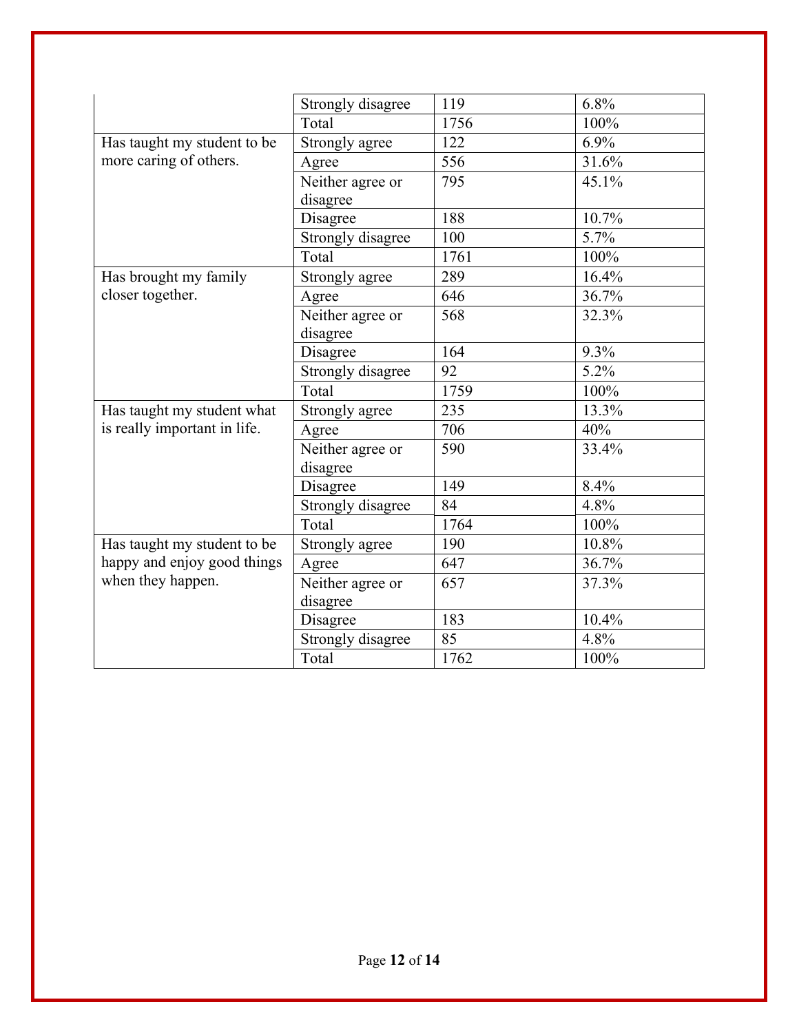| | | | |
|---|---|---|---|
| | Strongly disagree | 119 | 6.8% |
| | Total | 1756 | 100% |
| Has taught my student to be more caring of others. | Strongly agree | 122 | 6.9% |
| | Agree | 556 | 31.6% |
| | Neither agree or disagree | 795 | 45.1% |
| | Disagree | 188 | 10.7% |
| | Strongly disagree | 100 | 5.7% |
| | Total | 1761 | 100% |
| Has brought my family closer together. | Strongly agree | 289 | 16.4% |
| | Agree | 646 | 36.7% |
| | Neither agree or disagree | 568 | 32.3% |
| | Disagree | 164 | 9.3% |
| | Strongly disagree | 92 | 5.2% |
| | Total | 1759 | 100% |
| Has taught my student what is really important in life. | Strongly agree | 235 | 13.3% |
| | Agree | 706 | 40% |
| | Neither agree or disagree | 590 | 33.4% |
| | Disagree | 149 | 8.4% |
| | Strongly disagree | 84 | 4.8% |
| | Total | 1764 | 100% |
| Has taught my student to be happy and enjoy good things when they happen. | Strongly agree | 190 | 10.8% |
| | Agree | 647 | 36.7% |
| | Neither agree or disagree | 657 | 37.3% |
| | Disagree | 183 | 10.4% |
| | Strongly disagree | 85 | 4.8% |
| | Total | 1762 | 100% |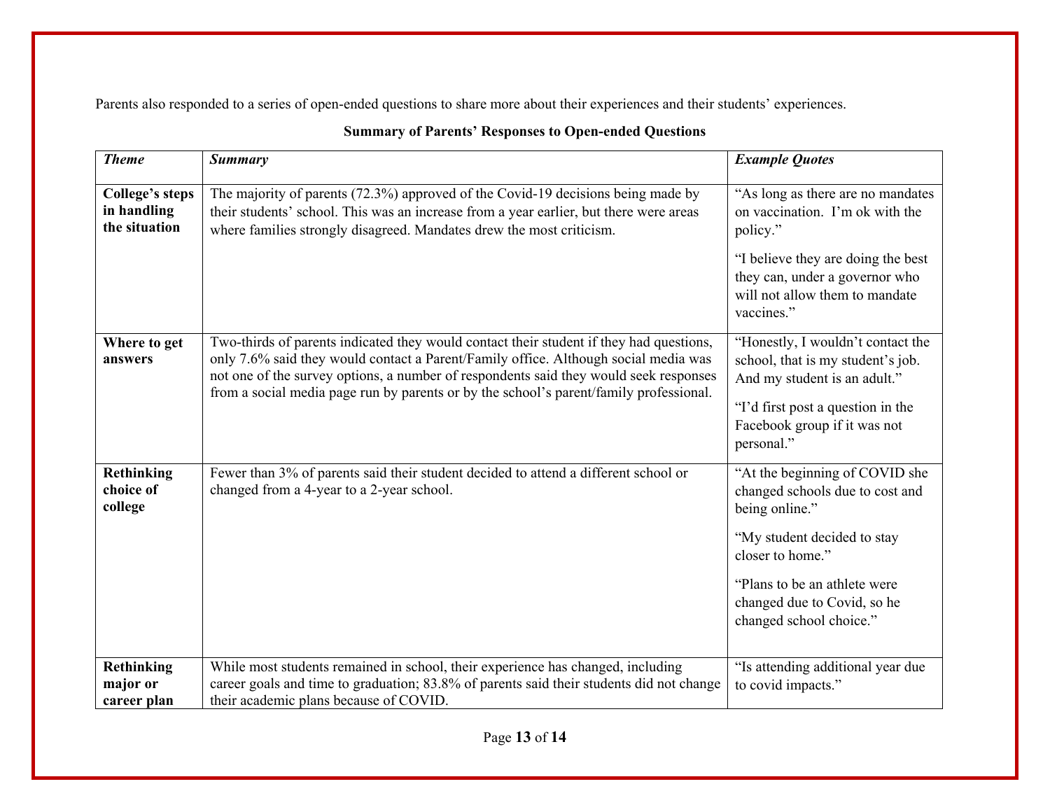Parents also responded to a series of open-ended questions to share more about their experiences and their students' experiences.

**Summary of Parents' Responses to Open-ended Questions**

| ***Theme*** | ***Summary*** | ***Example Quotes*** |
|---|---|---|
| **College's steps in handling the situation** | The majority of parents (72.3%) approved of the Covid-19 decisions being made by their students' school. This was an increase from a year earlier, but there were areas where families strongly disagreed. Mandates drew the most criticism. | "As long as there are no mandates on vaccination. I'm ok with the policy."<br><br>"I believe they are doing the best they can, under a governor who will not allow them to mandate vaccines." |
| **Where to get answers** | Two-thirds of parents indicated they would contact their student if they had questions, only 7.6% said they would contact a Parent/Family office. Although social media was not one of the survey options, a number of respondents said they would seek responses from a social media page run by parents or by the school's parent/family professional. | "Honestly, I wouldn't contact the school, that is my student's job. And my student is an adult."<br><br>"I'd first post a question in the Facebook group if it was not personal." |
| **Rethinking choice of college** | Fewer than 3% of parents said their student decided to attend a different school or changed from a 4-year to a 2-year school. | "At the beginning of COVID she changed schools due to cost and being online."<br><br>"My student decided to stay closer to home."<br><br>"Plans to be an athlete were changed due to Covid, so he changed school choice." |
| **Rethinking major or career plan** | While most students remained in school, their experience has changed, including career goals and time to graduation; 83.8% of parents said their students did not change their academic plans because of COVID. | "Is attending additional year due to covid impacts." |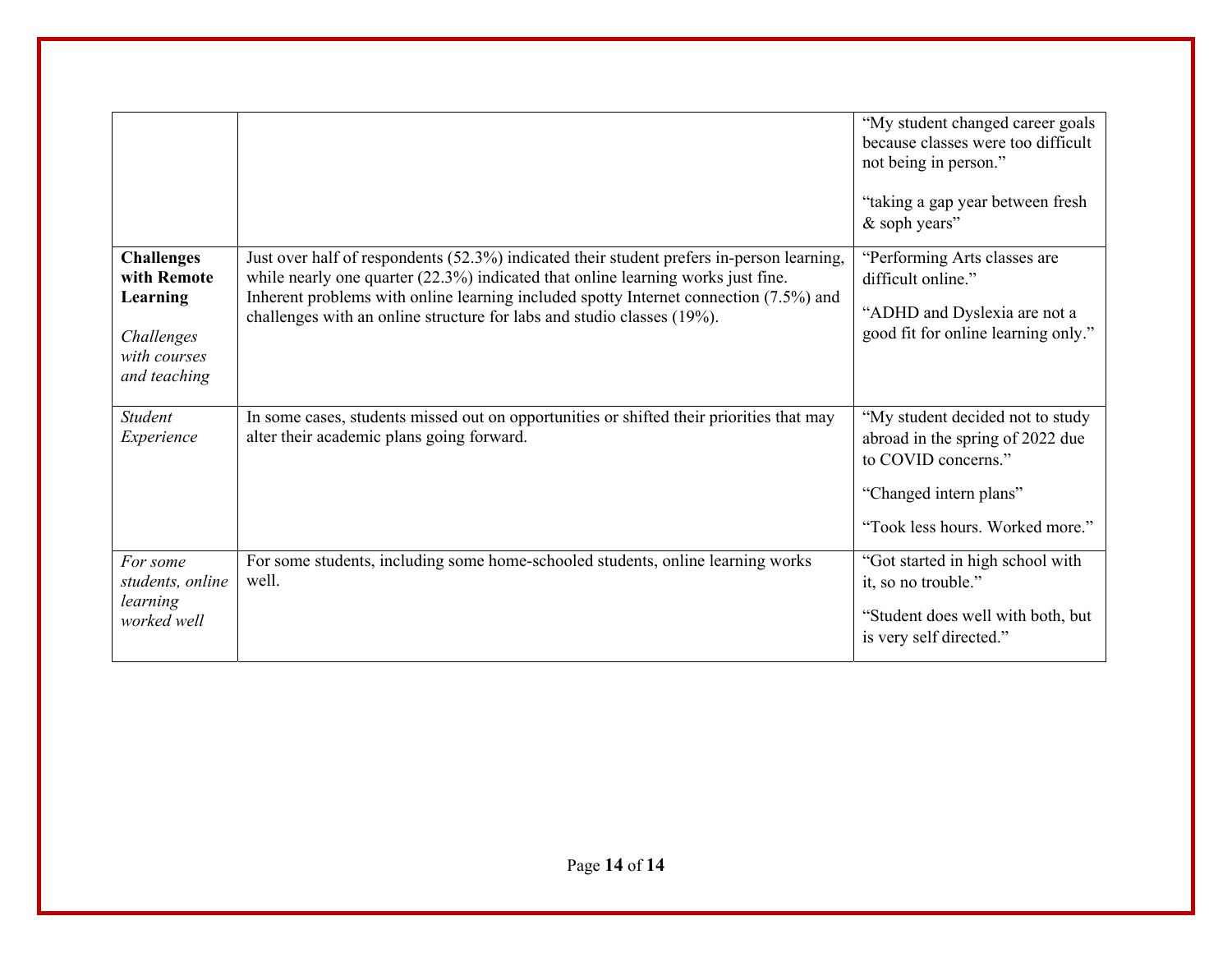| | | |
|---|---|---|
| | | "My student changed career goals because classes were too difficult not being in person."<br><br>"taking a gap year between fresh & soph years" |
| **Challenges with Remote Learning**<br><br>*Challenges with courses and teaching* | Just over half of respondents (52.3%) indicated their student prefers in-person learning, while nearly one quarter (22.3%) indicated that online learning works just fine. Inherent problems with online learning included spotty Internet connection (7.5%) and challenges with an online structure for labs and studio classes (19%). | "Performing Arts classes are difficult online."<br><br>"ADHD and Dyslexia are not a good fit for online learning only." |
| *Student Experience* | In some cases, students missed out on opportunities or shifted their priorities that may alter their academic plans going forward. | "My student decided not to study abroad in the spring of 2022 due to COVID concerns."<br><br>"Changed intern plans"<br><br>"Took less hours. Worked more." |
| *For some students, online learning worked well* | For some students, including some home-schooled students, online learning works well. | "Got started in high school with it, so no trouble."<br><br>"Student does well with both, but is very self directed." |